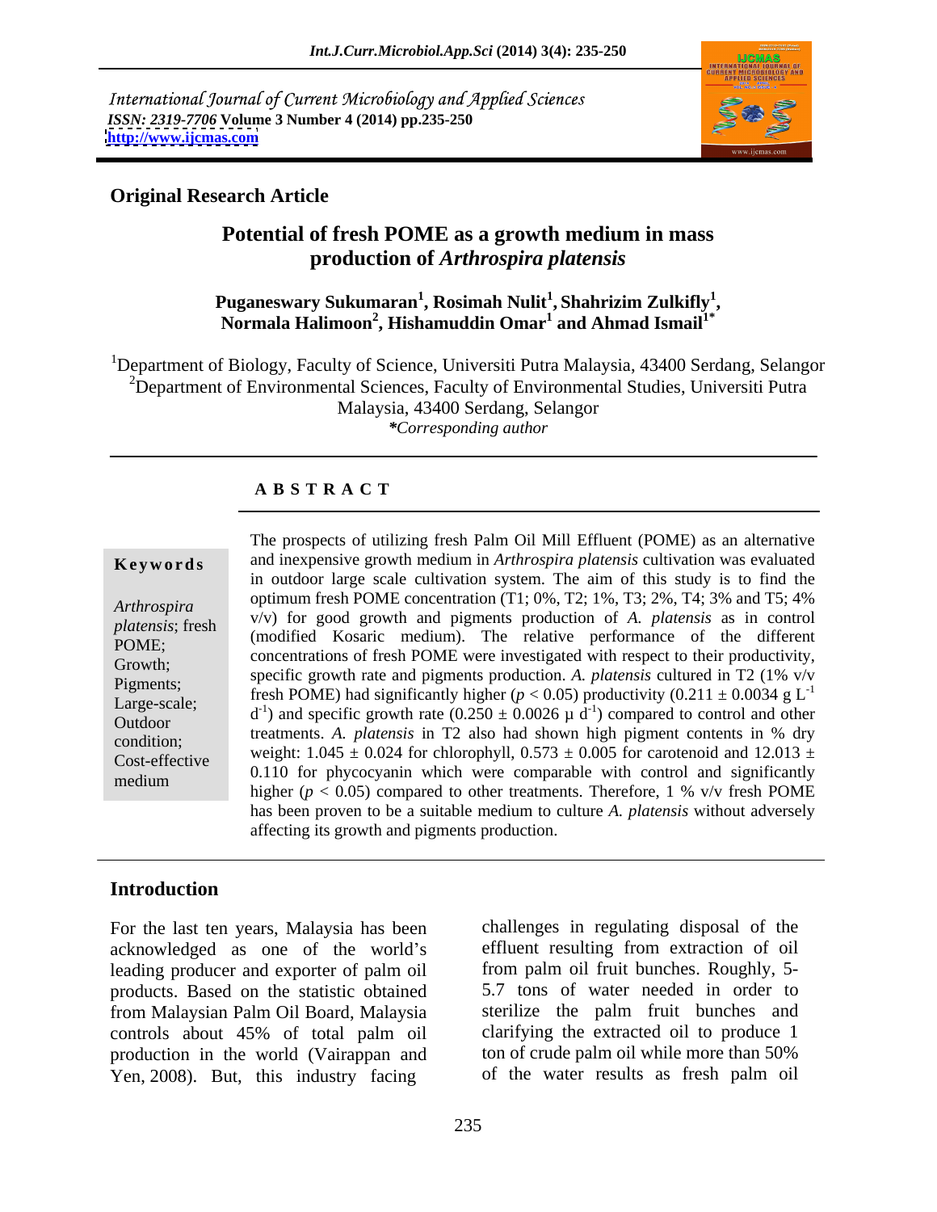International Journal of Current Microbiology and Applied Sciences
*ISSN: 2319-7706* Volume 3 Number 4 (2014) pp.235-250
http://www.ijcmas.com

**Original Research Article**

# Potential of fresh POME as a growth medium in mass production of *Arthrospira platensis*

**Puganeswary Sukumaran[1], Rosimah Nulit[1], Shahrizim Zulkifly[1], Normala Halimoon[2], Hishamuddin Omar[1] and Ahmad Ismail[1*]**

[1]Department of Biology, Faculty of Science, Universiti Putra Malaysia, 43400 Serdang, Selangor
[2]Department of Environmental Sciences, Faculty of Environmental Studies, Universiti Putra Malaysia, 43400 Serdang, Selangor
*\*Corresponding author*

## ABSTRACT

**Keywords**

*Arthrospira platensis*; fresh POME; Growth; Pigments; Large-scale; Outdoor condition; Cost-effective medium

The prospects of utilizing fresh Palm Oil Mill Effluent (POME) as an alternative and inexpensive growth medium in *Arthrospira platensis* cultivation was evaluated in outdoor large scale cultivation system. The aim of this study is to find the optimum fresh POME concentration (T1; 0%, T2; 1%, T3; 2%, T4; 3% and T5; 4% v/v) for good growth and pigments production of *A. platensis* as in control (modified Kosaric medium). The relative performance of the different concentrations of fresh POME were investigated with respect to their productivity, specific growth rate and pigments production. *A. platensis* cultured in T2 (1% v/v fresh POME) had significantly higher ($p < 0.05$) productivity ($0.211 \pm 0.0034$ g $L^{-1}$ $d^{-1}$) and specific growth rate ($0.250 \pm 0.0026$ $\mu$ $d^{-1}$) compared to control and other treatments. *A. platensis* in T2 also had shown high pigment contents in % dry weight: $1.045 \pm 0.024$ for chlorophyll, $0.573 \pm 0.005$ for carotenoid and $12.013 \pm 0.110$ for phycocyanin which were comparable with control and significantly higher ($p < 0.05$) compared to other treatments. Therefore, 1 % v/v fresh POME has been proven to be a suitable medium to culture *A. platensis* without adversely affecting its growth and pigments production.

## Introduction

For the last ten years, Malaysia has been acknowledged as one of the world's leading producer and exporter of palm oil products. Based on the statistic obtained from Malaysian Palm Oil Board, Malaysia controls about 45% of total palm oil production in the world (Vairappan and Yen, 2008). But, this industry facing challenges in regulating disposal of the effluent resulting from extraction of oil from palm oil fruit bunches. Roughly, 5-5.7 tons of water needed in order to sterilize the palm fruit bunches and clarifying the extracted oil to produce 1 ton of crude palm oil while more than 50% of the water results as fresh palm oil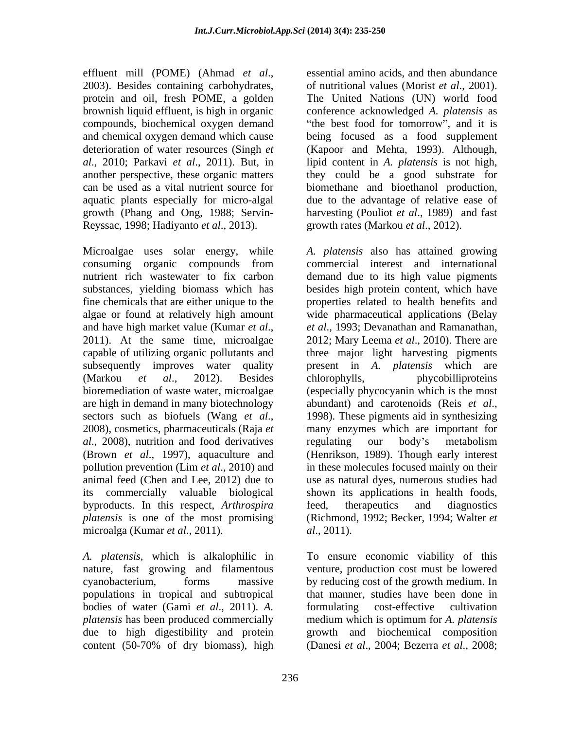effluent mill (POME) (Ahmad *et al*., 2003). Besides containing carbohydrates, protein and oil, fresh POME, a golden brownish liquid effluent, is high in organic compounds, biochemical oxygen demand and chemical oxygen demand which cause deterioration of water resources (Singh *et al*., 2010; Parkavi *et al*., 2011). But, in another perspective, these organic matters can be used as a vital nutrient source for aquatic plants especially for micro-algal growth (Phang and Ong, 1988; Servin-Reyssac, 1998; Hadiyanto *et al*., 2013).

Microalgae uses solar energy, while consuming organic compounds from nutrient rich wastewater to fix carbon substances, yielding biomass which has fine chemicals that are either unique to the algae or found at relatively high amount and have high market value (Kumar *et al*., 2011). At the same time, microalgae capable of utilizing organic pollutants and subsequently improves water quality (Markou *et al*., 2012). Besides bioremediation of waste water, microalgae are high in demand in many biotechnology sectors such as biofuels (Wang *et al*., 2008), cosmetics, pharmaceuticals (Raja *et al*., 2008), nutrition and food derivatives (Brown *et al*., 1997), aquaculture and pollution prevention (Lim *et al*., 2010) and animal feed (Chen and Lee, 2012) due to its commercially valuable biological byproducts. In this respect, *Arthrospira platensis* is one of the most promising microalga (Kumar *et al*., 2011).

*A. platensis*, which is alkalophilic in nature, fast growing and filamentous cyanobacterium, forms massive populations in tropical and subtropical bodies of water (Gami *et al*., 2011). *A. platensis* has been produced commercially due to high digestibility and protein content (50-70% of dry biomass), high essential amino acids, and then abundance of nutritional values (Morist *et al*., 2001). The United Nations (UN) world food conference acknowledged *A. platensis* as "the best food for tomorrow", and it is being focused as a food supplement (Kapoor and Mehta, 1993). Although, lipid content in *A. platensis* is not high, they could be a good substrate for biomethane and bioethanol production, due to the advantage of relative ease of harvesting (Pouliot *et al*., 1989) and fast growth rates (Markou *et al*., 2012).

*A. platensis* also has attained growing commercial interest and international demand due to its high value pigments besides high protein content, which have properties related to health benefits and wide pharmaceutical applications (Belay *et al*., 1993; Devanathan and Ramanathan, 2012; Mary Leema *et al*., 2010). There are three major light harvesting pigments present in *A. platensis* which are chlorophylls, phycobilliproteins (especially phycocyanin which is the most abundant) and carotenoids (Reis *et al*., 1998). These pigments aid in synthesizing many enzymes which are important for regulating our body's metabolism (Henrikson, 1989). Though early interest in these molecules focused mainly on their use as natural dyes, numerous studies had shown its applications in health foods, feed, therapeutics and diagnostics (Richmond, 1992; Becker, 1994; Walter *et al*., 2011).

To ensure economic viability of this venture, production cost must be lowered by reducing cost of the growth medium. In that manner, studies have been done in formulating cost-effective cultivation medium which is optimum for *A. platensis* growth and biochemical composition (Danesi *et al*., 2004; Bezerra *et al*., 2008;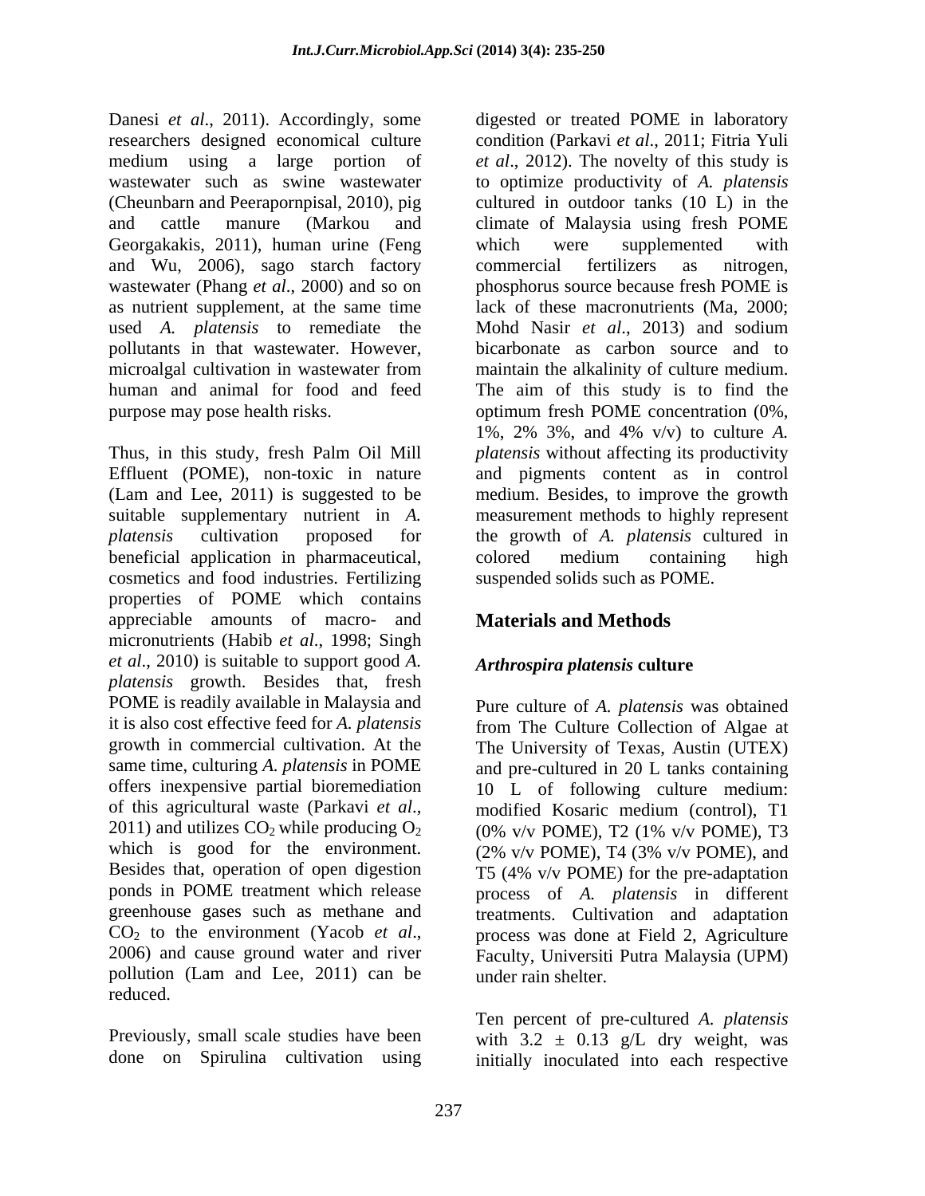Danesi *et al*., 2011). Accordingly, some researchers designed economical culture medium using a large portion of wastewater such as swine wastewater (Cheunbarn and Peerapornpisal, 2010), pig and cattle manure (Markou and Georgakakis, 2011), human urine (Feng and Wu, 2006), sago starch factory wastewater (Phang *et al*., 2000) and so on as nutrient supplement, at the same time used *A. platensis* to remediate the pollutants in that wastewater. However, microalgal cultivation in wastewater from human and animal for food and feed purpose may pose health risks.

Thus, in this study, fresh Palm Oil Mill Effluent (POME), non-toxic in nature (Lam and Lee, 2011) is suggested to be suitable supplementary nutrient in *A. platensis* cultivation proposed for beneficial application in pharmaceutical, cosmetics and food industries. Fertilizing properties of POME which contains appreciable amounts of macro- and micronutrients (Habib *et al*., 1998; Singh *et al*., 2010) is suitable to support good *A. platensis* growth. Besides that, fresh POME is readily available in Malaysia and it is also cost effective feed for *A. platensis* growth in commercial cultivation. At the same time, culturing *A. platensis* in POME offers inexpensive partial bioremediation of this agricultural waste (Parkavi *et al*., 2011) and utilizes $CO_2$ while producing $O_2$ which is good for the environment. Besides that, operation of open digestion ponds in POME treatment which release greenhouse gases such as methane and $CO_2$ to the environment (Yacob *et al*., 2006) and cause ground water and river pollution (Lam and Lee, 2011) can be reduced.

Previously, small scale studies have been done on Spirulina cultivation using digested or treated POME in laboratory condition (Parkavi *et al*., 2011; Fitria Yuli *et al*., 2012). The novelty of this study is to optimize productivity of *A. platensis* cultured in outdoor tanks (10 L) in the climate of Malaysia using fresh POME which were supplemented with commercial fertilizers as nitrogen, phosphorus source because fresh POME is lack of these macronutrients (Ma, 2000; Mohd Nasir *et al*., 2013) and sodium bicarbonate as carbon source and to maintain the alkalinity of culture medium. The aim of this study is to find the optimum fresh POME concentration (0%, 1%, 2% 3%, and 4% v/v) to culture *A. platensis* without affecting its productivity and pigments content as in control medium. Besides, to improve the growth measurement methods to highly represent the growth of *A. platensis* cultured in colored medium containing high suspended solids such as POME.

## Materials and Methods

### *Arthrospira platensis* culture

Pure culture of *A. platensis* was obtained from The Culture Collection of Algae at The University of Texas, Austin (UTEX) and pre-cultured in 20 L tanks containing 10 L of following culture medium: modified Kosaric medium (control), T1 (0% v/v POME), T2 (1% v/v POME), T3 (2% v/v POME), T4 (3% v/v POME), and T5 (4% v/v POME) for the pre-adaptation process of *A. platensis* in different treatments. Cultivation and adaptation process was done at Field 2, Agriculture Faculty, Universiti Putra Malaysia (UPM) under rain shelter.

Ten percent of pre-cultured *A. platensis* with 3.2 ± 0.13 g/L dry weight, was initially inoculated into each respective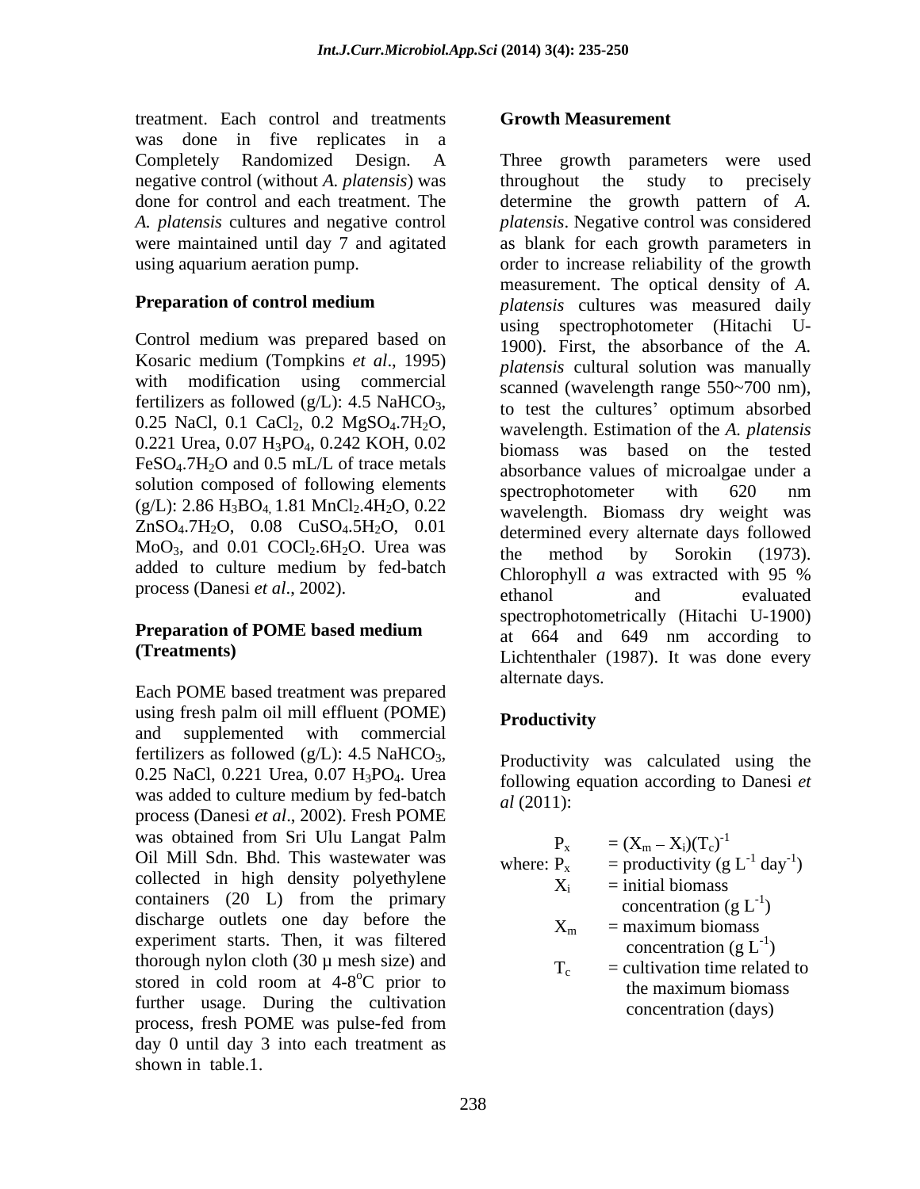treatment. Each control and treatments was done in five replicates in a Completely Randomized Design. A negative control (without *A. platensis*) was done for control and each treatment. The *A. platensis* cultures and negative control were maintained until day 7 and agitated using aquarium aeration pump.

**Preparation of control medium**

Control medium was prepared based on Kosaric medium (Tompkins *et al*., 1995) with modification using commercial fertilizers as followed (g/L): 4.5 $NaHCO_3$, 0.25 NaCl, 0.1 $CaCl_2$, 0.2 $MgSO_4.7H_2O$, 0.221 Urea, 0.07 $H_3PO_4$, 0.242 KOH, 0.02 $FeSO_4.7H_2O$ and 0.5 mL/L of trace metals solution composed of following elements (g/L): 2.86 $H_3BO_4$, 1.81 $MnCl_2.4H_2O$, 0.22 $ZnSO_4.7H_2O$, 0.08 $CuSO_4.5H_2O$, 0.01 $MoO_3$, and 0.01 $COCl_2.6H_2O$. Urea was added to culture medium by fed-batch process (Danesi *et al*., 2002).

**Preparation of POME based medium (Treatments)**

Each POME based treatment was prepared using fresh palm oil mill effluent (POME) and supplemented with commercial fertilizers as followed (g/L): 4.5 $NaHCO_3$, 0.25 NaCl, 0.221 Urea, 0.07 $H_3PO_4$. Urea was added to culture medium by fed-batch process (Danesi *et al*., 2002). Fresh POME was obtained from Sri Ulu Langat Palm Oil Mill Sdn. Bhd. This wastewater was collected in high density polyethylene containers (20 L) from the primary discharge outlets one day before the experiment starts. Then, it was filtered thorough nylon cloth (30 µ mesh size) and stored in cold room at 4-8$^oC$ prior to further usage. During the cultivation process, fresh POME was pulse-fed from day 0 until day 3 into each treatment as shown in table.1.

**Growth Measurement**

Three growth parameters were used throughout the study to precisely determine the growth pattern of *A. platensis*. Negative control was considered as blank for each growth parameters in order to increase reliability of the growth measurement. The optical density of *A. platensis* cultures was measured daily using spectrophotometer (Hitachi U-1900). First, the absorbance of the *A. platensis* cultural solution was manually scanned (wavelength range 550~700 nm), to test the cultures' optimum absorbed wavelength. Estimation of the *A. platensis* biomass was based on the tested absorbance values of microalgae under a spectrophotometer with 620 nm wavelength. Biomass dry weight was determined every alternate days followed the method by Sorokin (1973). Chlorophyll *a* was extracted with 95 % ethanol and evaluated spectrophotometrically (Hitachi U-1900) at 664 and 649 nm according to Lichtenthaler (1987). It was done every alternate days.

**Productivity**

Productivity was calculated using the following equation according to Danesi *et al* (2011):

$$P_x = (X_m - X_i)(T_c)^{-1}$$

where: $P_x$ = productivity (g $L^{-1}$ $day^{-1}$)
$X_i$ = initial biomass concentration (g $L^{-1}$)
$X_m$ = maximum biomass concentration (g $L^{-1}$)
$T_c$ = cultivation time related to the maximum biomass concentration (days)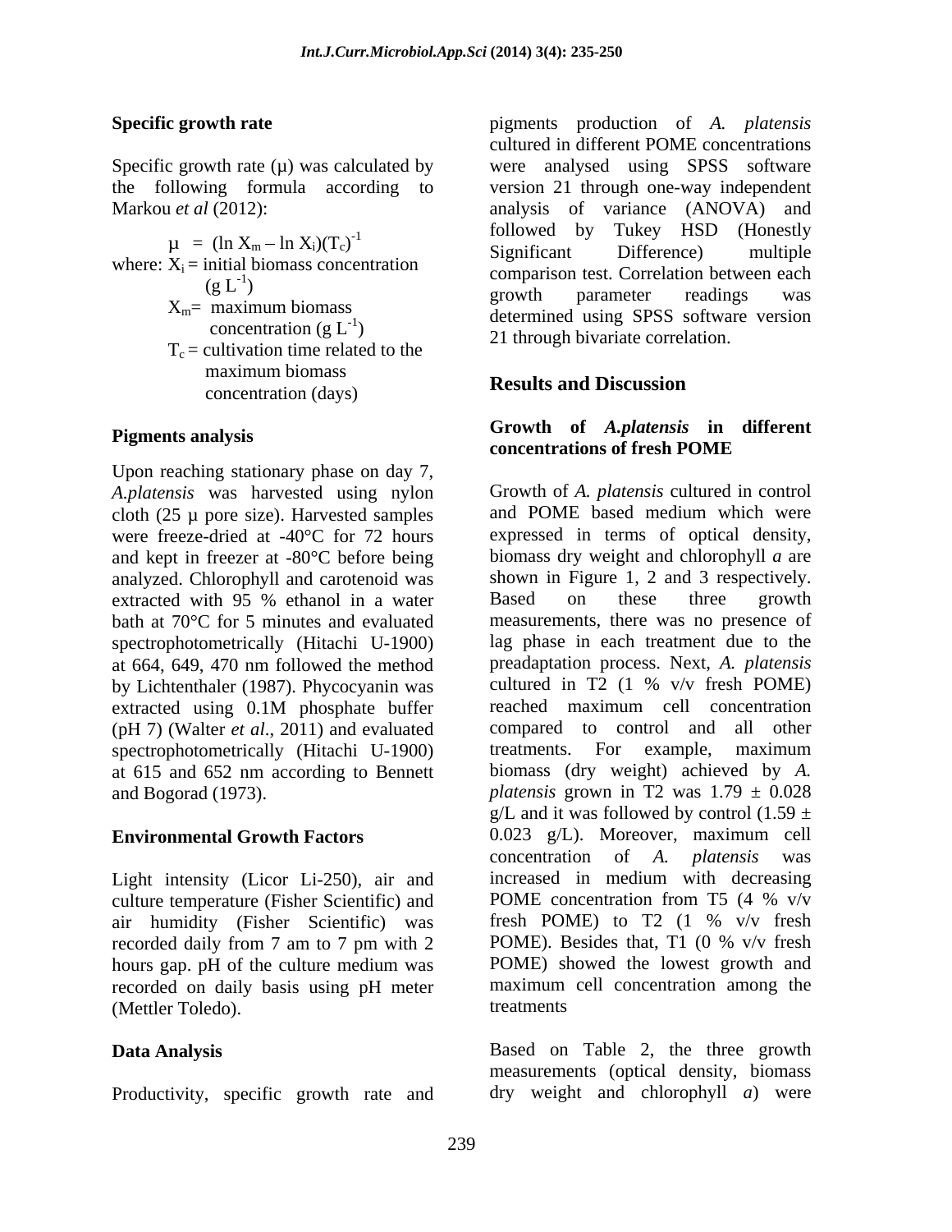### Specific growth rate

Specific growth rate (µ) was calculated by the following formula according to Markou *et al* (2012):

$$\mu = (\ln X_m - \ln X_i)(T_c)^{-1}$$

where: $X_i$ = initial biomass concentration ($g\ L^{-1}$)

$X_m$ = maximum biomass concentration ($g\ L^{-1}$)

$T_c$ = cultivation time related to the maximum biomass concentration (days)

### Pigments analysis

Upon reaching stationary phase on day 7, *A.platensis* was harvested using nylon cloth (25 µ pore size). Harvested samples were freeze-dried at -40°C for 72 hours and kept in freezer at -80°C before being analyzed. Chlorophyll and carotenoid was extracted with 95 % ethanol in a water bath at 70°C for 5 minutes and evaluated spectrophotometrically (Hitachi U-1900) at 664, 649, 470 nm followed the method by Lichtenthaler (1987). Phycocyanin was extracted using 0.1M phosphate buffer (pH 7) (Walter *et al*., 2011) and evaluated spectrophotometrically (Hitachi U-1900) at 615 and 652 nm according to Bennett and Bogorad (1973).

### Environmental Growth Factors

Light intensity (Licor Li-250), air and culture temperature (Fisher Scientific) and air humidity (Fisher Scientific) was recorded daily from 7 am to 7 pm with 2 hours gap. pH of the culture medium was recorded on daily basis using pH meter (Mettler Toledo).

### Data Analysis

Productivity, specific growth rate and pigments production of *A. platensis* cultured in different POME concentrations were analysed using SPSS software version 21 through one-way independent analysis of variance (ANOVA) and followed by Tukey HSD (Honestly Significant Difference) multiple comparison test. Correlation between each growth parameter readings was determined using SPSS software version 21 through bivariate correlation.

## Results and Discussion

### Growth of *A.platensis* in different concentrations of fresh POME

Growth of *A. platensis* cultured in control and POME based medium which were expressed in terms of optical density, biomass dry weight and chlorophyll *a* are shown in Figure 1, 2 and 3 respectively. Based on these three growth measurements, there was no presence of lag phase in each treatment due to the preadaptation process. Next, *A. platensis* cultured in T2 (1 % v/v fresh POME) reached maximum cell concentration compared to control and all other treatments. For example, maximum biomass (dry weight) achieved by *A. platensis* grown in T2 was 1.79 ± 0.028 g/L and it was followed by control (1.59 ± 0.023 g/L). Moreover, maximum cell concentration of *A. platensis* was increased in medium with decreasing POME concentration from T5 (4 % v/v fresh POME) to T2 (1 % v/v fresh POME). Besides that, T1 (0 % v/v fresh POME) showed the lowest growth and maximum cell concentration among the treatments

Based on Table 2, the three growth measurements (optical density, biomass dry weight and chlorophyll *a*) were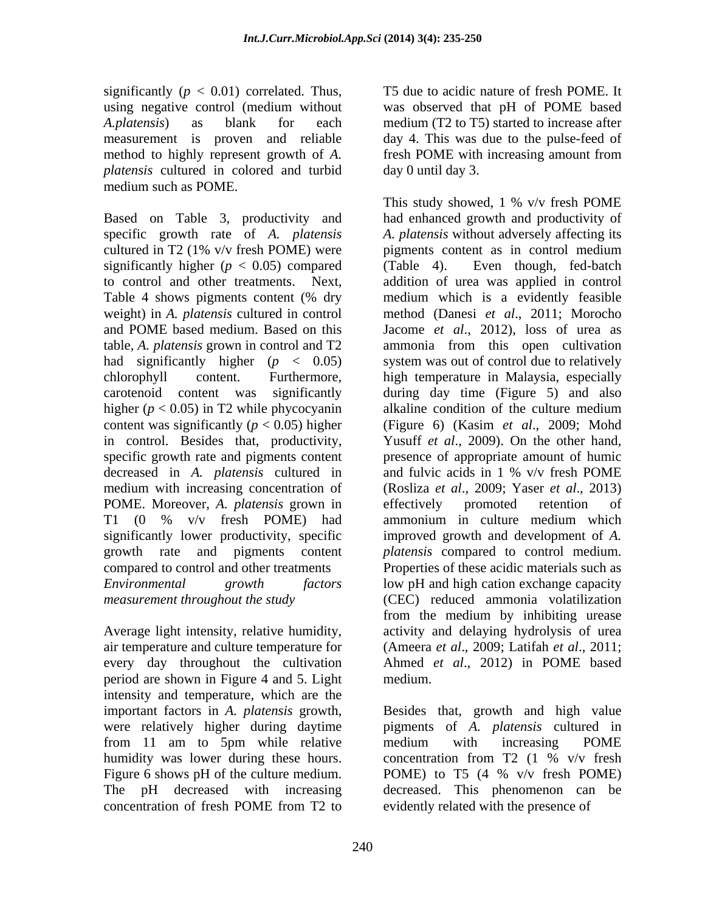significantly ($p < 0.01$) correlated. Thus, using negative control (medium without *A.platensis*) as blank for each measurement is proven and reliable method to highly represent growth of *A. platensis* cultured in colored and turbid medium such as POME.

Based on Table 3, productivity and specific growth rate of *A. platensis* cultured in T2 (1% v/v fresh POME) were significantly higher ($p < 0.05$) compared to control and other treatments. Next, Table 4 shows pigments content (% dry weight) in *A. platensis* cultured in control and POME based medium. Based on this table, *A. platensis* grown in control and T2 had significantly higher ($p < 0.05$) chlorophyll content. Furthermore, carotenoid content was significantly higher ($p < 0.05$) in T2 while phycocyanin content was significantly ($p < 0.05$) higher in control. Besides that, productivity, specific growth rate and pigments content decreased in *A. platensis* cultured in medium with increasing concentration of POME. Moreover, *A. platensis* grown in T1 (0 % v/v fresh POME) had significantly lower productivity, specific growth rate and pigments content compared to control and other treatments

*Environmental growth factors measurement throughout the study*

Average light intensity, relative humidity, air temperature and culture temperature for every day throughout the cultivation period are shown in Figure 4 and 5. Light intensity and temperature, which are the important factors in *A. platensis* growth, were relatively higher during daytime from 11 am to 5pm while relative humidity was lower during these hours. Figure 6 shows pH of the culture medium. The pH decreased with increasing concentration of fresh POME from T2 to T5 due to acidic nature of fresh POME. It was observed that pH of POME based medium (T2 to T5) started to increase after day 4. This was due to the pulse-feed of fresh POME with increasing amount from day 0 until day 3.

This study showed, 1 % v/v fresh POME had enhanced growth and productivity of *A. platensis* without adversely affecting its pigments content as in control medium (Table 4). Even though, fed-batch addition of urea was applied in control medium which is a evidently feasible method (Danesi *et al*., 2011; Morocho Jacome *et al*., 2012), loss of urea as ammonia from this open cultivation system was out of control due to relatively high temperature in Malaysia, especially during day time (Figure 5) and also alkaline condition of the culture medium (Figure 6) (Kasim *et al*., 2009; Mohd Yusuff *et al*., 2009). On the other hand, presence of appropriate amount of humic and fulvic acids in 1 % v/v fresh POME (Rosliza *et al*., 2009; Yaser *et al*., 2013) effectively promoted retention of ammonium in culture medium which improved growth and development of *A. platensis* compared to control medium. Properties of these acidic materials such as low pH and high cation exchange capacity (CEC) reduced ammonia volatilization from the medium by inhibiting urease activity and delaying hydrolysis of urea (Ameera *et al*., 2009; Latifah *et al*., 2011; Ahmed *et al*., 2012) in POME based medium.

Besides that, growth and high value pigments of *A. platensis* cultured in medium with increasing POME concentration from T2 (1 % v/v fresh POME) to T5 (4 % v/v fresh POME) decreased. This phenomenon can be evidently related with the presence of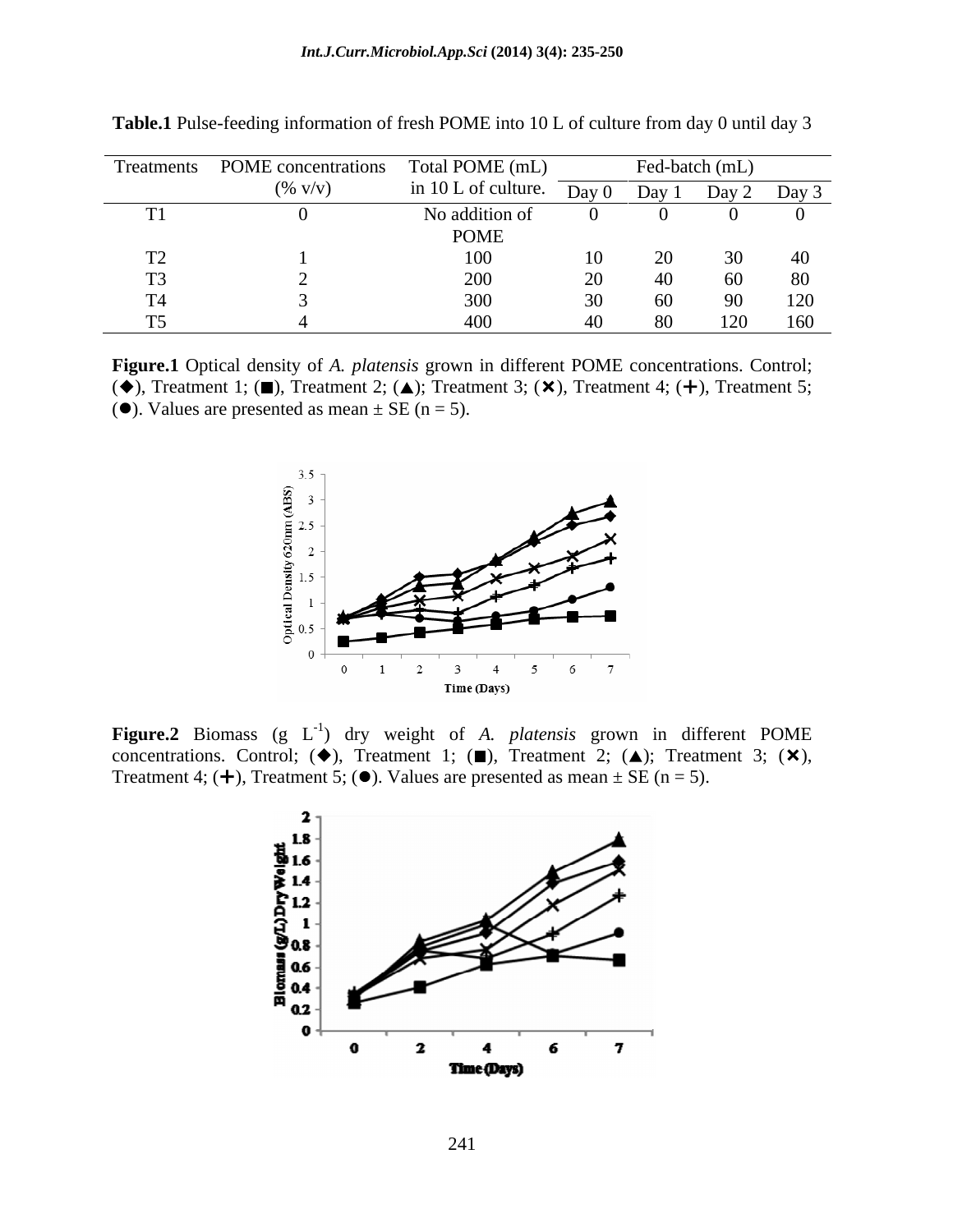**Table.1** Pulse-feeding information of fresh POME into 10 L of culture from day 0 until day 3

| Treatments | POME concentrations (% v/v) | Total POME (mL) in 10 L of culture. | Fed-batch (mL) | | | |
|---|---|---|---|---|---|---|
| | | | Day 0 | Day 1 | Day 2 | Day 3 |
| T1 | 0 | No addition of POME | 0 | 0 | 0 | 0 |
| T2 | 1 | 100 | 10 | 20 | 30 | 40 |
| T3 | 2 | 200 | 20 | 40 | 60 | 80 |
| T4 | 3 | 300 | 30 | 60 | 90 | 120 |
| T5 | 4 | 400 | 40 | 80 | 120 | 160 |

**Figure.1** Optical density of *A. platensis* grown in different POME concentrations. Control; (◆), Treatment 1; (■), Treatment 2; (▲); Treatment 3; (✕), Treatment 4; (+), Treatment 5; (●). Values are presented as mean ± SE (n = 5).

**Figure.2** Biomass (g $L^{-1}$) dry weight of *A. platensis* grown in different POME concentrations. Control; (◆), Treatment 1; (■), Treatment 2; (▲); Treatment 3; (✕), Treatment 4; (+), Treatment 5; (●). Values are presented as mean ± SE (n = 5).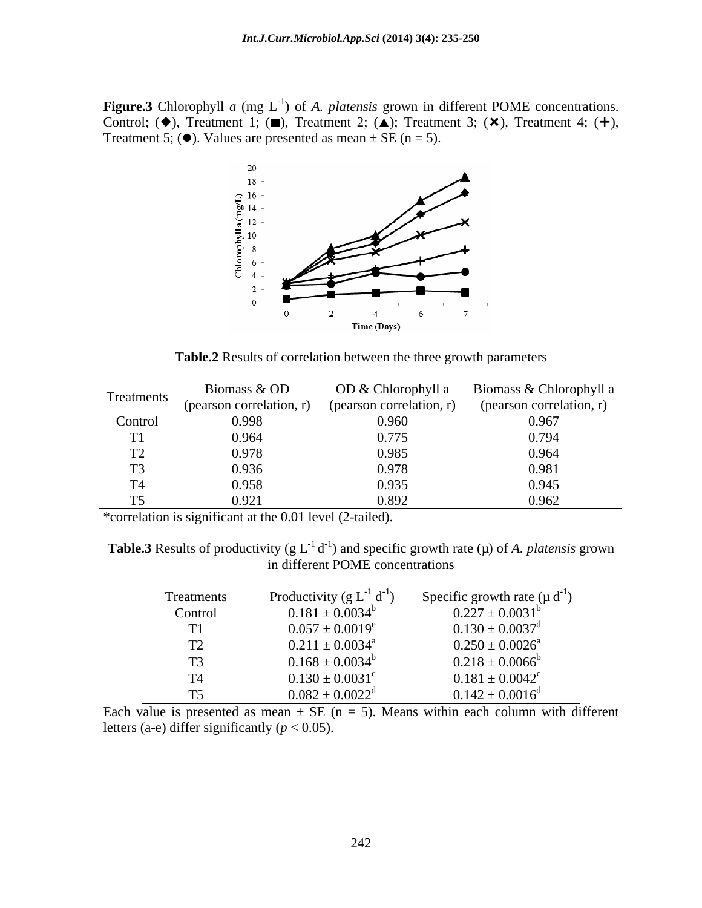**Figure.3** Chlorophyll *a* (mg $L^{-1}$) of *A. platensis* grown in different POME concentrations. Control; (◆), Treatment 1; (■), Treatment 2; (▲); Treatment 3; (✕), Treatment 4; (+), Treatment 5; (●). Values are presented as mean ± SE (n = 5).

**Table.2** Results of correlation between the three growth parameters

| Treatments | Biomass & OD (pearson correlation, r) | OD & Chlorophyll a (pearson correlation, r) | Biomass & Chlorophyll a (pearson correlation, r) |
|---|---|---|---|
| Control | 0.998 | 0.960 | 0.967 |
| T1 | 0.964 | 0.775 | 0.794 |
| T2 | 0.978 | 0.985 | 0.964 |
| T3 | 0.936 | 0.978 | 0.981 |
| T4 | 0.958 | 0.935 | 0.945 |
| T5 | 0.921 | 0.892 | 0.962 |

*correlation is significant at the 0.01 level (2-tailed).

**Table.3** Results of productivity (g $L^{-1}$ $d^{-1}$) and specific growth rate (μ) of *A. platensis* grown in different POME concentrations

| Treatments | Productivity (g $L^{-1}$ $d^{-1}$) | Specific growth rate (μ $d^{-1}$) |
|---|---|---|
| Control | $0.181 \pm 0.0034^{b}$ | $0.227 \pm 0.0031^{b}$ |
| T1 | $0.057 \pm 0.0019^{e}$ | $0.130 \pm 0.0037^{d}$ |
| T2 | $0.211 \pm 0.0034^{a}$ | $0.250 \pm 0.0026^{a}$ |
| T3 | $0.168 \pm 0.0034^{b}$ | $0.218 \pm 0.0066^{b}$ |
| T4 | $0.130 \pm 0.0031^{c}$ | $0.181 \pm 0.0042^{c}$ |
| T5 | $0.082 \pm 0.0022^{d}$ | $0.142 \pm 0.0016^{d}$ |

Each value is presented as mean ± SE (n = 5). Means within each column with different letters (a-e) differ significantly ($p < 0.05$).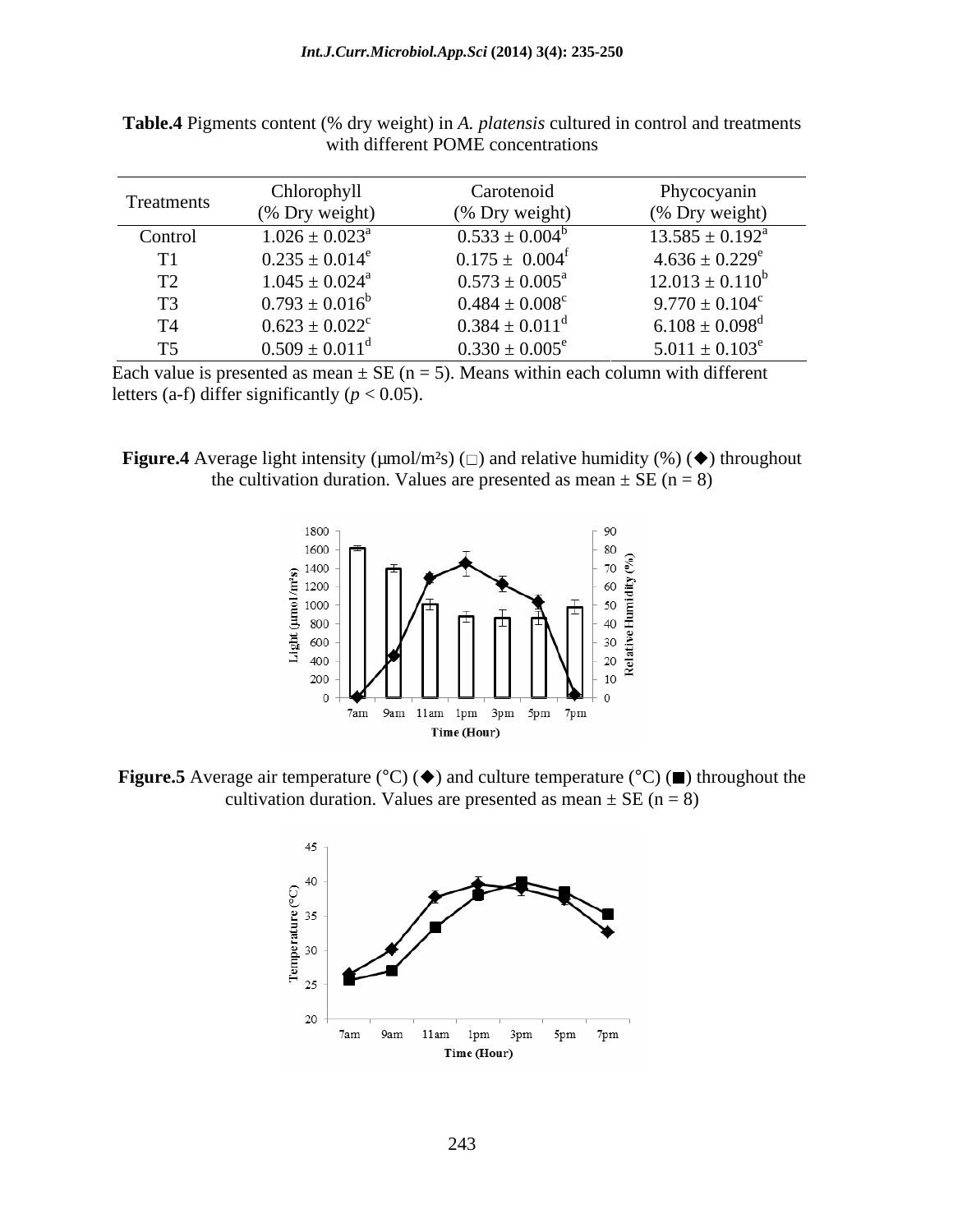**Table.4** Pigments content (% dry weight) in *A. platensis* cultured in control and treatments with different POME concentrations

| Treatments | Chlorophyll (% Dry weight) | Carotenoid (% Dry weight) | Phycocyanin (% Dry weight) |
|---|---|---|---|
| Control | $1.026 \pm 0.023^{a}$ | $0.533 \pm 0.004^{b}$ | $13.585 \pm 0.192^{a}$ |
| T1 | $0.235 \pm 0.014^{e}$ | $0.175 \pm 0.004^{f}$ | $4.636 \pm 0.229^{e}$ |
| T2 | $1.045 \pm 0.024^{a}$ | $0.573 \pm 0.005^{a}$ | $12.013 \pm 0.110^{b}$ |
| T3 | $0.793 \pm 0.016^{b}$ | $0.484 \pm 0.008^{c}$ | $9.770 \pm 0.104^{c}$ |
| T4 | $0.623 \pm 0.022^{c}$ | $0.384 \pm 0.011^{d}$ | $6.108 \pm 0.098^{d}$ |
| T5 | $0.509 \pm 0.011^{d}$ | $0.330 \pm 0.005^{e}$ | $5.011 \pm 0.103^{e}$ |

Each value is presented as mean ± SE (n = 5). Means within each column with different letters (a-f) differ significantly ($p < 0.05$).

**Figure.4** Average light intensity (µmol/m²s) (□) and relative humidity (%) (◆) throughout the cultivation duration. Values are presented as mean ± SE (n = 8)

**Figure.5** Average air temperature (°C) (◆) and culture temperature (°C) (■) throughout the cultivation duration. Values are presented as mean ± SE (n = 8)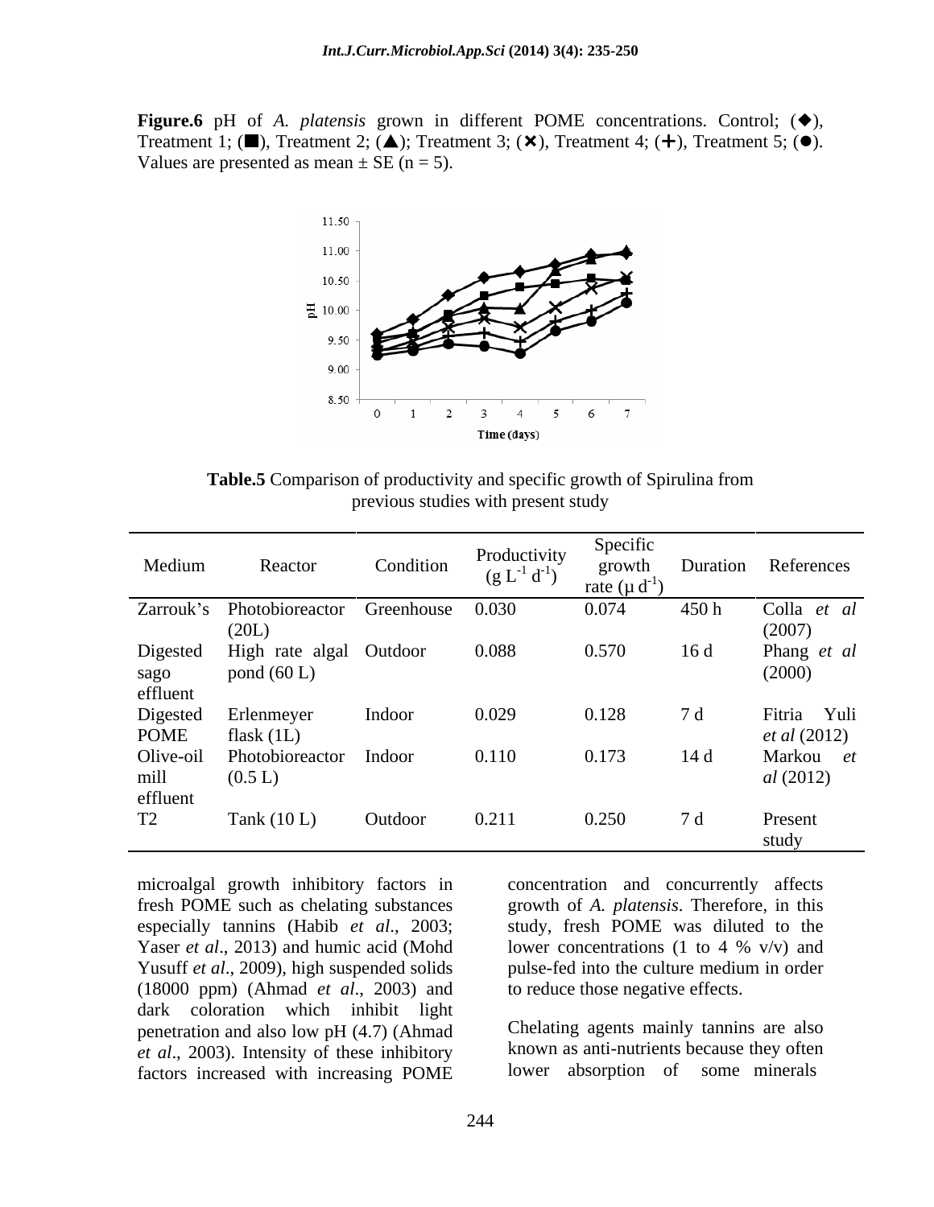**Figure.6** pH of *A. platensis* grown in different POME concentrations. Control; (◆), Treatment 1; (■), Treatment 2; (▲); Treatment 3; (✕), Treatment 4; (+), Treatment 5; (●). Values are presented as mean ± SE (n = 5).

**Table.5** Comparison of productivity and specific growth of Spirulina from previous studies with present study

| Medium | Reactor | Condition | Productivity (g $L^{-1}$ $d^{-1}$) | Specific growth rate (μ $d^{-1}$) | Duration | References |
|---|---|---|---|---|---|---|
| Zarrouk's | Photobioreactor (20L) | Greenhouse | 0.030 | 0.074 | 450 h | Colla *et al* (2007) |
| Digested sago effluent | High rate algal pond (60 L) | Outdoor | 0.088 | 0.570 | 16 d | Phang *et al* (2000) |
| Digested POME | Erlenmeyer flask (1L) | Indoor | 0.029 | 0.128 | 7 d | Fitria Yuli *et al* (2012) |
| Olive-oil mill effluent | Photobioreactor (0.5 L) | Indoor | 0.110 | 0.173 | 14 d | Markou *et al* (2012) |
| T2 | Tank (10 L) | Outdoor | 0.211 | 0.250 | 7 d | Present study |

microalgal growth inhibitory factors in fresh POME such as chelating substances especially tannins (Habib *et al*., 2003; Yaser *et al*., 2013) and humic acid (Mohd Yusuff *et al*., 2009), high suspended solids (18000 ppm) (Ahmad *et al*., 2003) and dark coloration which inhibit light penetration and also low pH (4.7) (Ahmad *et al*., 2003). Intensity of these inhibitory factors increased with increasing POME concentration and concurrently affects growth of *A. platensis*. Therefore, in this study, fresh POME was diluted to the lower concentrations (1 to 4 % v/v) and pulse-fed into the culture medium in order to reduce those negative effects.

Chelating agents mainly tannins are also known as anti-nutrients because they often lower absorption of some minerals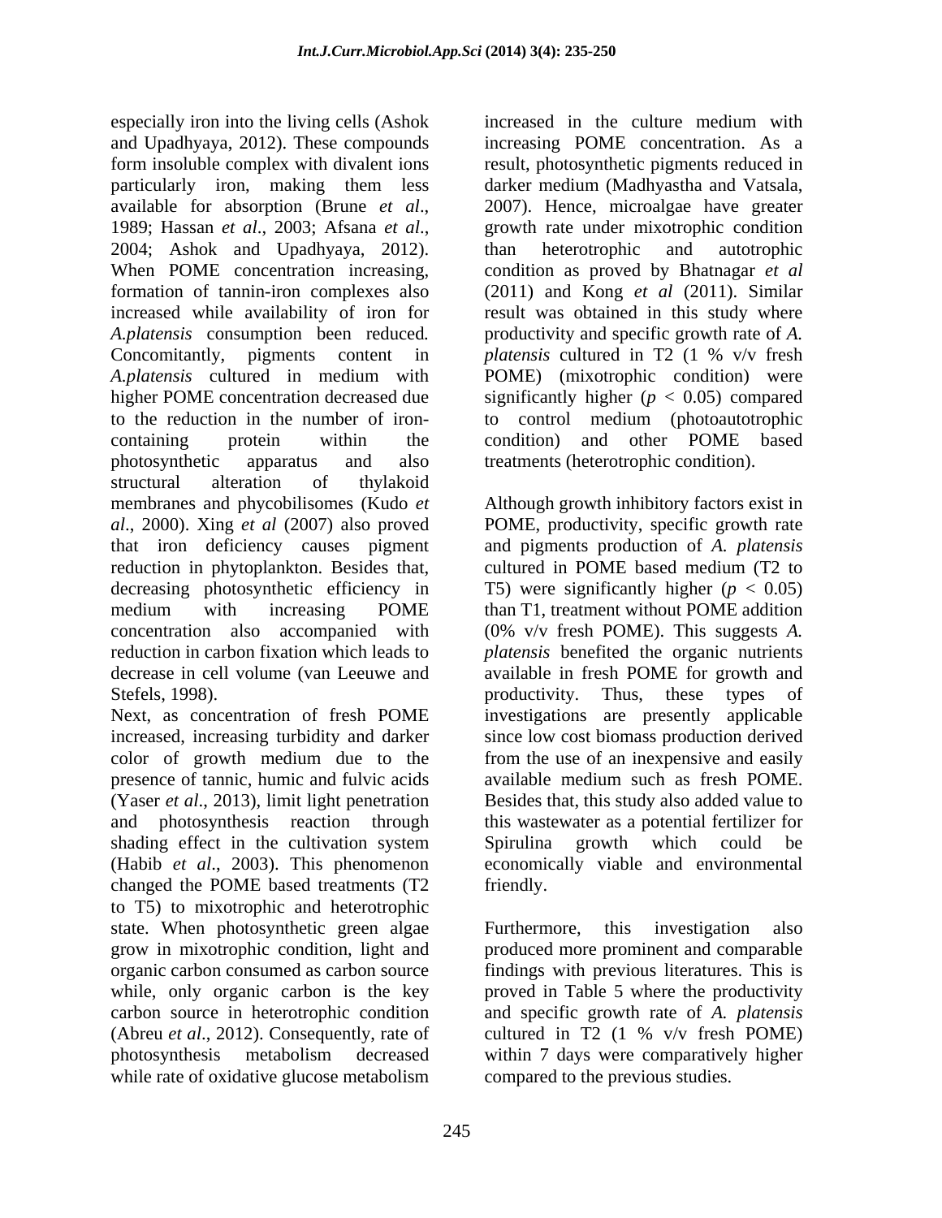especially iron into the living cells (Ashok and Upadhyaya, 2012). These compounds form insoluble complex with divalent ions particularly iron, making them less available for absorption (Brune *et al*., 1989; Hassan *et al*., 2003; Afsana *et al*., 2004; Ashok and Upadhyaya, 2012). When POME concentration increasing, formation of tannin-iron complexes also increased while availability of iron for *A.platensis* consumption been reduced. Concomitantly, pigments content in *A.platensis* cultured in medium with higher POME concentration decreased due to the reduction in the number of iron-containing protein within the photosynthetic apparatus and also structural alteration of thylakoid membranes and phycobilisomes (Kudo *et al*., 2000). Xing *et al* (2007) also proved that iron deficiency causes pigment reduction in phytoplankton. Besides that, decreasing photosynthetic efficiency in medium with increasing POME concentration also accompanied with reduction in carbon fixation which leads to decrease in cell volume (van Leeuwe and Stefels, 1998).

Next, as concentration of fresh POME increased, increasing turbidity and darker color of growth medium due to the presence of tannic, humic and fulvic acids (Yaser *et al*., 2013), limit light penetration and photosynthesis reaction through shading effect in the cultivation system (Habib *et al*., 2003). This phenomenon changed the POME based treatments (T2 to T5) to mixotrophic and heterotrophic state. When photosynthetic green algae grow in mixotrophic condition, light and organic carbon consumed as carbon source while, only organic carbon is the key carbon source in heterotrophic condition (Abreu *et al*., 2012). Consequently, rate of photosynthesis metabolism decreased while rate of oxidative glucose metabolism increased in the culture medium with increasing POME concentration. As a result, photosynthetic pigments reduced in darker medium (Madhyastha and Vatsala, 2007). Hence, microalgae have greater growth rate under mixotrophic condition than heterotrophic and autotrophic condition as proved by Bhatnagar *et al* (2011) and Kong *et al* (2011). Similar result was obtained in this study where productivity and specific growth rate of *A. platensis* cultured in T2 (1 % v/v fresh POME) (mixotrophic condition) were significantly higher ($p < 0.05$) compared to control medium (photoautotrophic condition) and other POME based treatments (heterotrophic condition).

Although growth inhibitory factors exist in POME, productivity, specific growth rate and pigments production of *A. platensis* cultured in POME based medium (T2 to T5) were significantly higher ($p < 0.05$) than T1, treatment without POME addition (0% v/v fresh POME). This suggests *A. platensis* benefited the organic nutrients available in fresh POME for growth and productivity. Thus, these types of investigations are presently applicable since low cost biomass production derived from the use of an inexpensive and easily available medium such as fresh POME. Besides that, this study also added value to this wastewater as a potential fertilizer for Spirulina growth which could be economically viable and environmental friendly.

Furthermore, this investigation also produced more prominent and comparable findings with previous literatures. This is proved in Table 5 where the productivity and specific growth rate of *A. platensis* cultured in T2 (1 % v/v fresh POME) within 7 days were comparatively higher compared to the previous studies.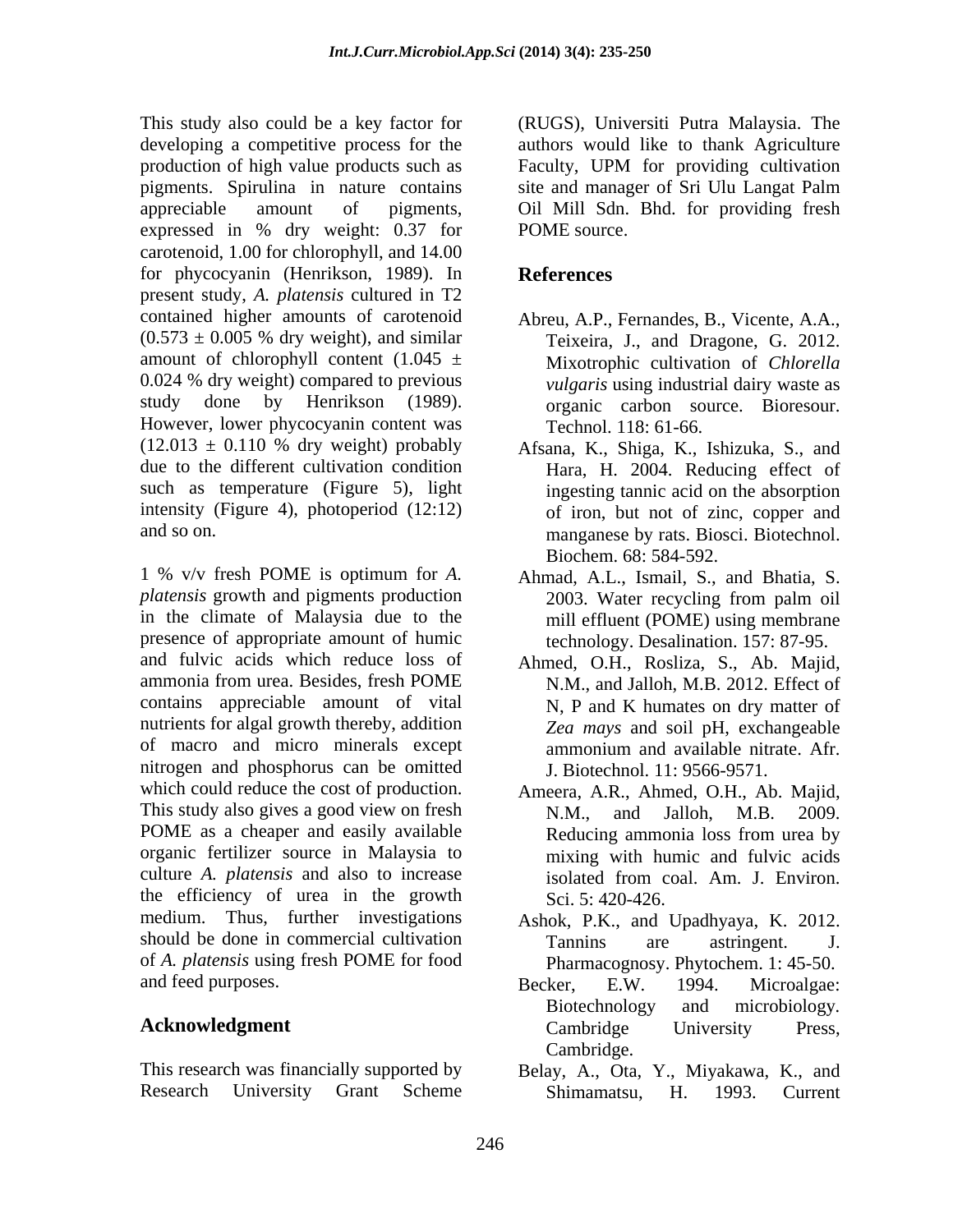This study also could be a key factor for developing a competitive process for the production of high value products such as pigments. Spirulina in nature contains appreciable amount of pigments, expressed in % dry weight: 0.37 for carotenoid, 1.00 for chlorophyll, and 14.00 for phycocyanin (Henrikson, 1989). In present study, *A. platensis* cultured in T2 contained higher amounts of carotenoid (0.573 ± 0.005 % dry weight), and similar amount of chlorophyll content (1.045 ± 0.024 % dry weight) compared to previous study done by Henrikson (1989). However, lower phycocyanin content was (12.013 ± 0.110 % dry weight) probably due to the different cultivation condition such as temperature (Figure 5), light intensity (Figure 4), photoperiod (12:12) and so on.

1 % v/v fresh POME is optimum for *A. platensis* growth and pigments production in the climate of Malaysia due to the presence of appropriate amount of humic and fulvic acids which reduce loss of ammonia from urea. Besides, fresh POME contains appreciable amount of vital nutrients for algal growth thereby, addition of macro and micro minerals except nitrogen and phosphorus can be omitted which could reduce the cost of production. This study also gives a good view on fresh POME as a cheaper and easily available organic fertilizer source in Malaysia to culture *A. platensis* and also to increase the efficiency of urea in the growth medium. Thus, further investigations should be done in commercial cultivation of *A. platensis* using fresh POME for food and feed purposes.

## Acknowledgment

This research was financially supported by Research University Grant Scheme (RUGS), Universiti Putra Malaysia. The authors would like to thank Agriculture Faculty, UPM for providing cultivation site and manager of Sri Ulu Langat Palm Oil Mill Sdn. Bhd. for providing fresh POME source.

## References

Abreu, A.P., Fernandes, B., Vicente, A.A., Teixeira, J., and Dragone, G. 2012. Mixotrophic cultivation of *Chlorella vulgaris* using industrial dairy waste as organic carbon source. Bioresour. Technol. 118: 61-66.

Afsana, K., Shiga, K., Ishizuka, S., and Hara, H. 2004. Reducing effect of ingesting tannic acid on the absorption of iron, but not of zinc, copper and manganese by rats. Biosci. Biotechnol. Biochem. 68: 584-592.

Ahmad, A.L., Ismail, S., and Bhatia, S. 2003. Water recycling from palm oil mill effluent (POME) using membrane technology. Desalination. 157: 87-95.

Ahmed, O.H., Rosliza, S., Ab. Majid, N.M., and Jalloh, M.B. 2012. Effect of N, P and K humates on dry matter of *Zea mays* and soil pH, exchangeable ammonium and available nitrate. Afr. J. Biotechnol. 11: 9566-9571.

Ameera, A.R., Ahmed, O.H., Ab. Majid, N.M., and Jalloh, M.B. 2009. Reducing ammonia loss from urea by mixing with humic and fulvic acids isolated from coal. Am. J. Environ. Sci. 5: 420-426.

Ashok, P.K., and Upadhyaya, K. 2012. Tannins are astringent. J. Pharmacognosy. Phytochem. 1: 45-50.

Becker, E.W. 1994. Microalgae: Biotechnology and microbiology. Cambridge University Press, Cambridge.

Belay, A., Ota, Y., Miyakawa, K., and Shimamatsu, H. 1993. Current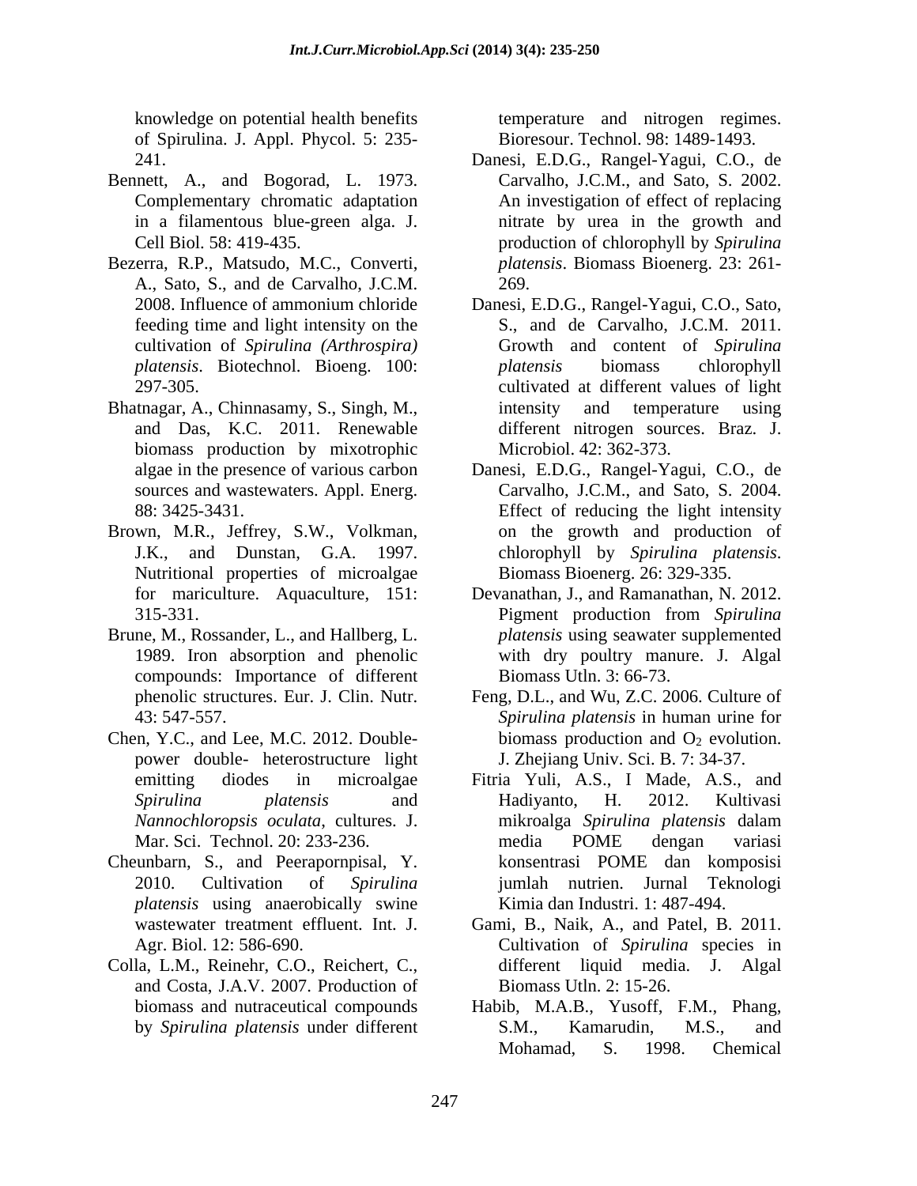knowledge on potential health benefits of Spirulina. J. Appl. Phycol. 5: 235-241.

Bennett, A., and Bogorad, L. 1973. Complementary chromatic adaptation in a filamentous blue-green alga. J. Cell Biol. 58: 419-435.

Bezerra, R.P., Matsudo, M.C., Converti, A., Sato, S., and de Carvalho, J.C.M. 2008. Influence of ammonium chloride feeding time and light intensity on the cultivation of *Spirulina (Arthrospira) platensis*. Biotechnol. Bioeng. 100: 297-305.

Bhatnagar, A., Chinnasamy, S., Singh, M., and Das, K.C. 2011. Renewable biomass production by mixotrophic algae in the presence of various carbon sources and wastewaters. Appl. Energ. 88: 3425-3431.

Brown, M.R., Jeffrey, S.W., Volkman, J.K., and Dunstan, G.A. 1997. Nutritional properties of microalgae for mariculture. Aquaculture, 151: 315-331.

Brune, M., Rossander, L., and Hallberg, L. 1989. Iron absorption and phenolic compounds: Importance of different phenolic structures. Eur. J. Clin. Nutr. 43: 547-557.

Chen, Y.C., and Lee, M.C. 2012. Double-power double- heterostructure light emitting diodes in microalgae *Spirulina platensis* and *Nannochloropsis oculata*, cultures. J. Mar. Sci. Technol. 20: 233-236.

Cheunbarn, S., and Peerapornpisal, Y. 2010. Cultivation of *Spirulina platensis* using anaerobically swine wastewater treatment effluent. Int. J. Agr. Biol. 12: 586-690.

Colla, L.M., Reinehr, C.O., Reichert, C., and Costa, J.A.V. 2007. Production of biomass and nutraceutical compounds by *Spirulina platensis* under different temperature and nitrogen regimes. Bioresour. Technol. 98: 1489-1493.

Danesi, E.D.G., Rangel-Yagui, C.O., de Carvalho, J.C.M., and Sato, S. 2002. An investigation of effect of replacing nitrate by urea in the growth and production of chlorophyll by *Spirulina platensis*. Biomass Bioenerg. 23: 261-269.

Danesi, E.D.G., Rangel-Yagui, C.O., Sato, S., and de Carvalho, J.C.M. 2011. Growth and content of *Spirulina platensis* biomass chlorophyll cultivated at different values of light intensity and temperature using different nitrogen sources. Braz. J. Microbiol. 42: 362-373.

Danesi, E.D.G., Rangel-Yagui, C.O., de Carvalho, J.C.M., and Sato, S. 2004. Effect of reducing the light intensity on the growth and production of chlorophyll by *Spirulina platensis*. Biomass Bioenerg. 26: 329-335.

Devanathan, J., and Ramanathan, N. 2012. Pigment production from *Spirulina platensis* using seawater supplemented with dry poultry manure. J. Algal Biomass Utln. 3: 66-73.

Feng, D.L., and Wu, Z.C. 2006. Culture of *Spirulina platensis* in human urine for biomass production and $O_2$ evolution. J. Zhejiang Univ. Sci. B. 7: 34-37.

Fitria Yuli, A.S., I Made, A.S., and Hadiyanto, H. 2012. Kultivasi mikroalga *Spirulina platensis* dalam media POME dengan variasi konsentrasi POME dan komposisi jumlah nutrien. Jurnal Teknologi Kimia dan Industri. 1: 487-494.

Gami, B., Naik, A., and Patel, B. 2011. Cultivation of *Spirulina* species in different liquid media. J. Algal Biomass Utln. 2: 15-26.

Habib, M.A.B., Yusoff, F.M., Phang, S.M., Kamarudin, M.S., and Mohamad, S. 1998. Chemical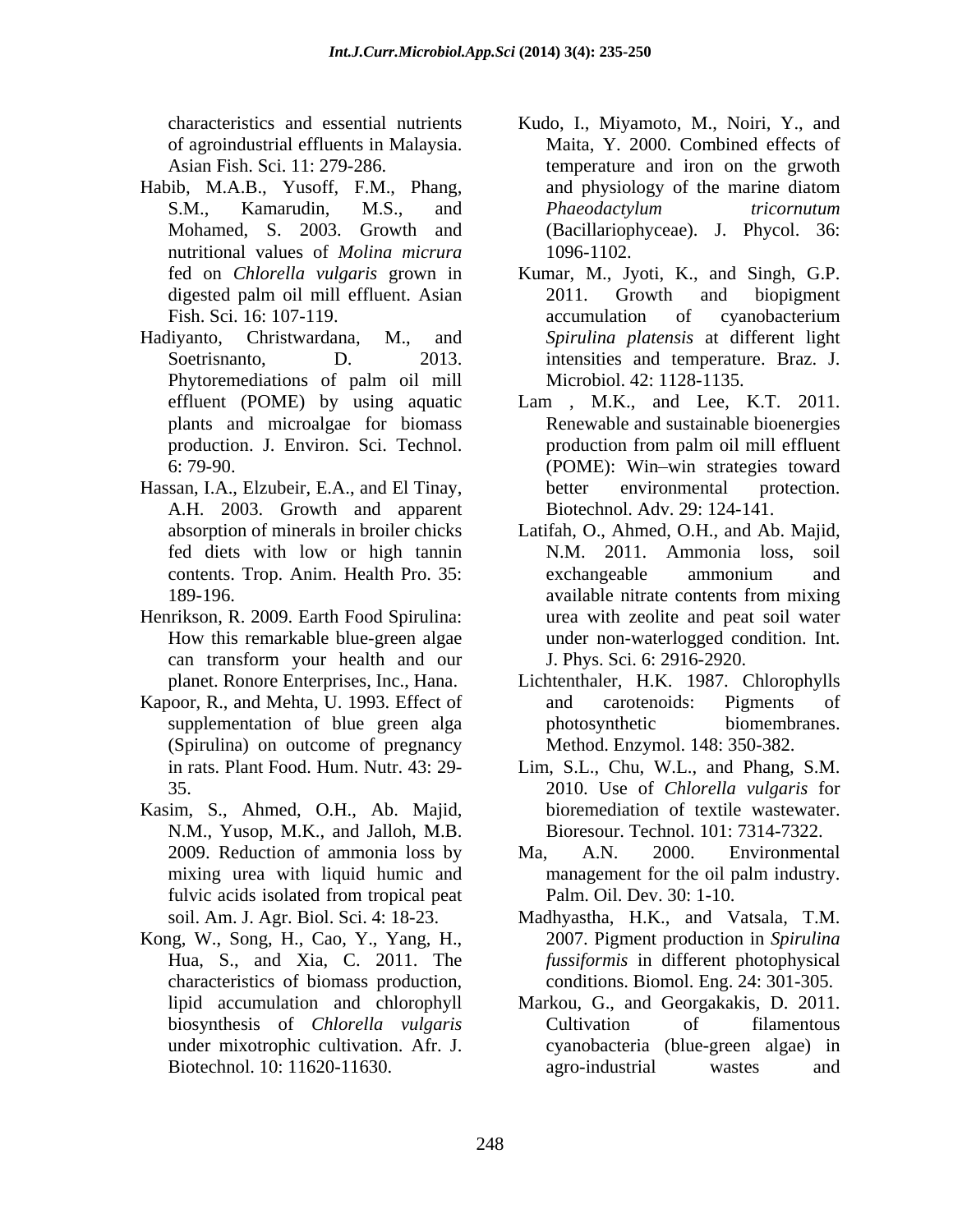characteristics and essential nutrients of agroindustrial effluents in Malaysia. Asian Fish. Sci. 11: 279-286.

Habib, M.A.B., Yusoff, F.M., Phang, S.M., Kamarudin, M.S., and Mohamed, S. 2003. Growth and nutritional values of *Molina micrura* fed on *Chlorella vulgaris* grown in digested palm oil mill effluent. Asian Fish. Sci. 16: 107-119.

Hadiyanto, Christwardana, M., and Soetrisnanto, D. 2013. Phytoremediations of palm oil mill effluent (POME) by using aquatic plants and microalgae for biomass production. J. Environ. Sci. Technol. 6: 79-90.

Hassan, I.A., Elzubeir, E.A., and El Tinay, A.H. 2003. Growth and apparent absorption of minerals in broiler chicks fed diets with low or high tannin contents. Trop. Anim. Health Pro. 35: 189-196.

Henrikson, R. 2009. Earth Food Spirulina: How this remarkable blue-green algae can transform your health and our planet. Ronore Enterprises, Inc., Hana.

Kapoor, R., and Mehta, U. 1993. Effect of supplementation of blue green alga (Spirulina) on outcome of pregnancy in rats. Plant Food. Hum. Nutr. 43: 29-35.

Kasim, S., Ahmed, O.H., Ab. Majid, N.M., Yusop, M.K., and Jalloh, M.B. 2009. Reduction of ammonia loss by mixing urea with liquid humic and fulvic acids isolated from tropical peat soil. Am. J. Agr. Biol. Sci. 4: 18-23.

Kong, W., Song, H., Cao, Y., Yang, H., Hua, S., and Xia, C. 2011. The characteristics of biomass production, lipid accumulation and chlorophyll biosynthesis of *Chlorella vulgaris* under mixotrophic cultivation. Afr. J. Biotechnol. 10: 11620-11630.

Kudo, I., Miyamoto, M., Noiri, Y., and Maita, Y. 2000. Combined effects of temperature and iron on the grwoth and physiology of the marine diatom *Phaeodactylum tricornutum* (Bacillariophyceae). J. Phycol. 36: 1096-1102.

Kumar, M., Jyoti, K., and Singh, G.P. 2011. Growth and biopigment accumulation of cyanobacterium *Spirulina platensis* at different light intensities and temperature. Braz. J. Microbiol. 42: 1128-1135.

Lam , M.K., and Lee, K.T. 2011. Renewable and sustainable bioenergies production from palm oil mill effluent (POME): Win–win strategies toward better environmental protection. Biotechnol. Adv. 29: 124-141.

Latifah, O., Ahmed, O.H., and Ab. Majid, N.M. 2011. Ammonia loss, soil exchangeable ammonium and available nitrate contents from mixing urea with zeolite and peat soil water under non-waterlogged condition. Int. J. Phys. Sci. 6: 2916-2920.

Lichtenthaler, H.K. 1987. Chlorophylls and carotenoids: Pigments of photosynthetic biomembranes. Method. Enzymol. 148: 350-382.

Lim, S.L., Chu, W.L., and Phang, S.M. 2010. Use of *Chlorella vulgaris* for bioremediation of textile wastewater. Bioresour. Technol. 101: 7314-7322.

Ma, A.N. 2000. Environmental management for the oil palm industry. Palm. Oil. Dev. 30: 1-10.

Madhyastha, H.K., and Vatsala, T.M. 2007. Pigment production in *Spirulina fussiformis* in different photophysical conditions. Biomol. Eng. 24: 301-305.

Markou, G., and Georgakakis, D. 2011. Cultivation of filamentous cyanobacteria (blue-green algae) in agro-industrial wastes and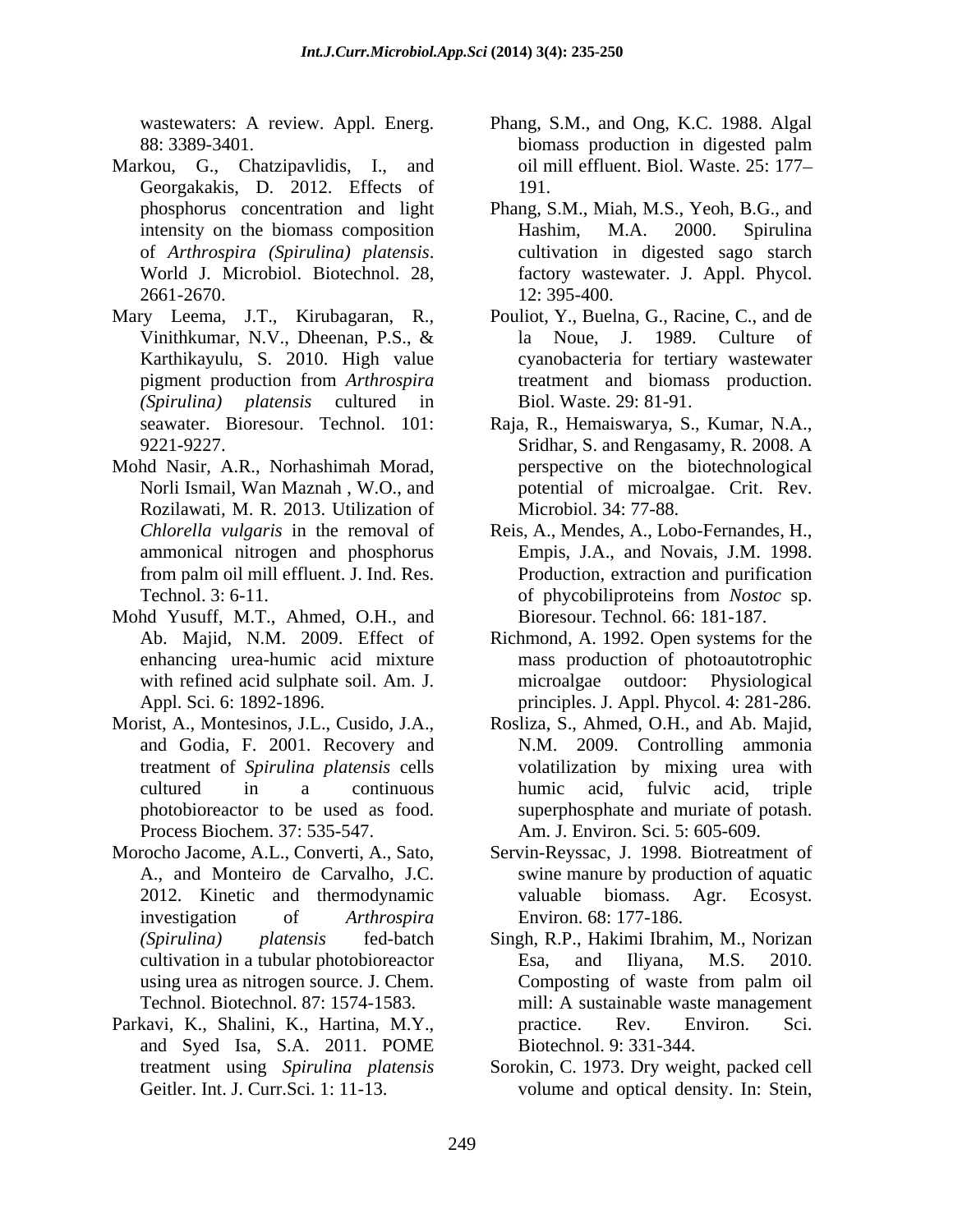wastewaters: A review. Appl. Energ. 88: 3389-3401.

Markou, G., Chatzipavlidis, I., and Georgakakis, D. 2012. Effects of phosphorus concentration and light intensity on the biomass composition of *Arthrospira (Spirulina) platensis*. World J. Microbiol. Biotechnol. 28, 2661-2670.

Mary Leema, J.T., Kirubagaran, R., Vinithkumar, N.V., Dheenan, P.S., & Karthikayulu, S. 2010. High value pigment production from *Arthrospira (Spirulina) platensis* cultured in seawater. Bioresour. Technol. 101: 9221-9227.

Mohd Nasir, A.R., Norhashimah Morad, Norli Ismail, Wan Maznah , W.O., and Rozilawati, M. R. 2013. Utilization of *Chlorella vulgaris* in the removal of ammonical nitrogen and phosphorus from palm oil mill effluent. J. Ind. Res. Technol. 3: 6-11.

Mohd Yusuff, M.T., Ahmed, O.H., and Ab. Majid, N.M. 2009. Effect of enhancing urea-humic acid mixture with refined acid sulphate soil. Am. J. Appl. Sci. 6: 1892-1896.

Morist, A., Montesinos, J.L., Cusido, J.A., and Godia, F. 2001. Recovery and treatment of *Spirulina platensis* cells cultured in a continuous photobioreactor to be used as food. Process Biochem. 37: 535-547.

Morocho Jacome, A.L., Converti, A., Sato, A., and Monteiro de Carvalho, J.C. 2012. Kinetic and thermodynamic investigation of *Arthrospira (Spirulina) platensis* fed-batch cultivation in a tubular photobioreactor using urea as nitrogen source. J. Chem. Technol. Biotechnol. 87: 1574-1583.

Parkavi, K., Shalini, K., Hartina, M.Y., and Syed Isa, S.A. 2011. POME treatment using *Spirulina platensis* Geitler. Int. J. Curr.Sci. 1: 11-13.

Phang, S.M., and Ong, K.C. 1988. Algal biomass production in digested palm oil mill effluent. Biol. Waste. 25: 177–191.

Phang, S.M., Miah, M.S., Yeoh, B.G., and Hashim, M.A. 2000. Spirulina cultivation in digested sago starch factory wastewater. J. Appl. Phycol. 12: 395-400.

Pouliot, Y., Buelna, G., Racine, C., and de la Noue, J. 1989. Culture of cyanobacteria for tertiary wastewater treatment and biomass production. Biol. Waste. 29: 81-91.

Raja, R., Hemaiswarya, S., Kumar, N.A., Sridhar, S. and Rengasamy, R. 2008. A perspective on the biotechnological potential of microalgae. Crit. Rev. Microbiol. 34: 77-88.

Reis, A., Mendes, A., Lobo-Fernandes, H., Empis, J.A., and Novais, J.M. 1998. Production, extraction and purification of phycobiliproteins from *Nostoc* sp. Bioresour. Technol. 66: 181-187.

Richmond, A. 1992. Open systems for the mass production of photoautotrophic microalgae outdoor: Physiological principles. J. Appl. Phycol. 4: 281-286.

Rosliza, S., Ahmed, O.H., and Ab. Majid, N.M. 2009. Controlling ammonia volatilization by mixing urea with humic acid, fulvic acid, triple superphosphate and muriate of potash. Am. J. Environ. Sci. 5: 605-609.

Servin-Reyssac, J. 1998. Biotreatment of swine manure by production of aquatic valuable biomass. Agr. Ecosyst. Environ. 68: 177-186.

Singh, R.P., Hakimi Ibrahim, M., Norizan Esa, and Iliyana, M.S. 2010. Composting of waste from palm oil mill: A sustainable waste management practice. Rev. Environ. Sci. Biotechnol. 9: 331-344.

Sorokin, C. 1973. Dry weight, packed cell volume and optical density. In: Stein,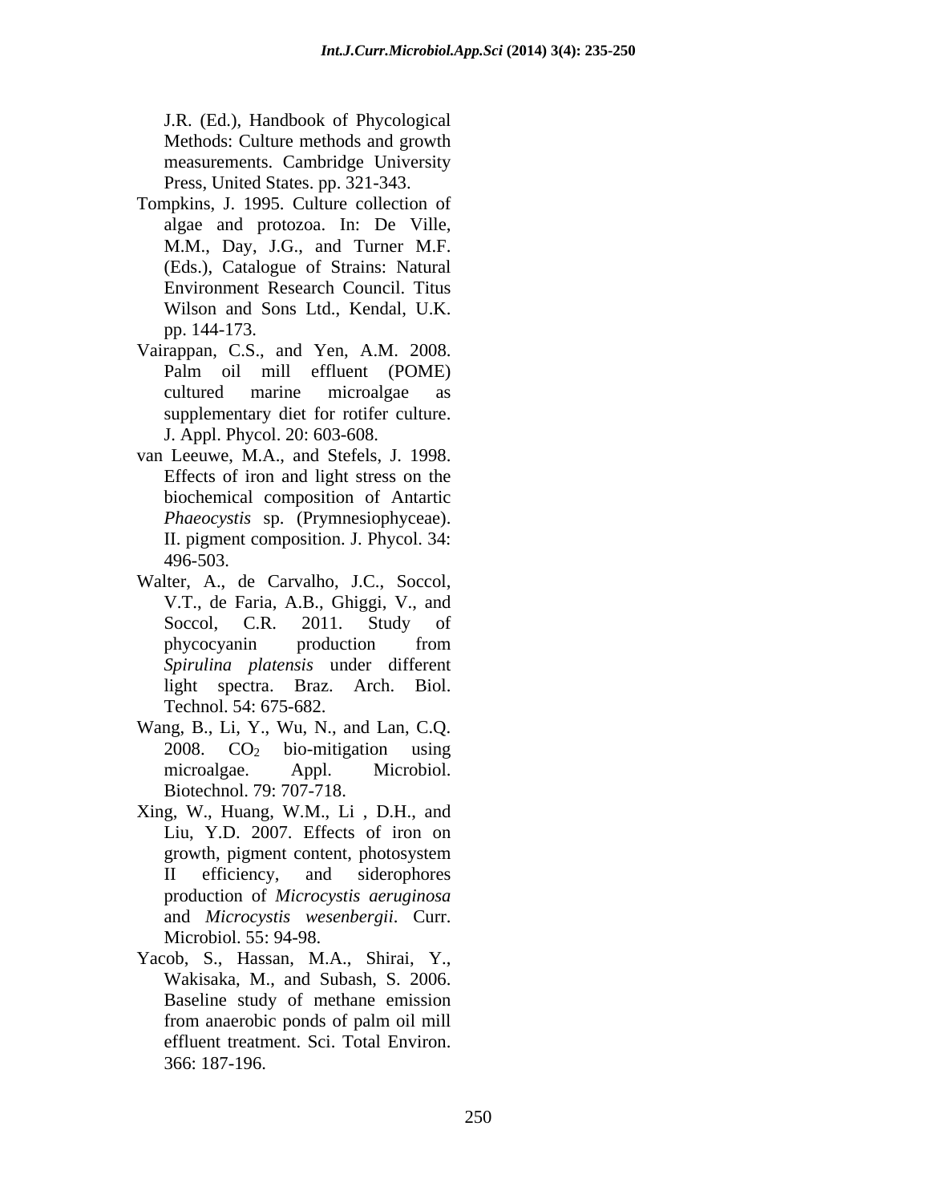J.R. (Ed.), Handbook of Phycological Methods: Culture methods and growth measurements. Cambridge University Press, United States. pp. 321-343.

Tompkins, J. 1995. Culture collection of algae and protozoa. In: De Ville, M.M., Day, J.G., and Turner M.F. (Eds.), Catalogue of Strains: Natural Environment Research Council. Titus Wilson and Sons Ltd., Kendal, U.K. pp. 144-173.

Vairappan, C.S., and Yen, A.M. 2008. Palm oil mill effluent (POME) cultured marine microalgae as supplementary diet for rotifer culture. J. Appl. Phycol. 20: 603-608.

van Leeuwe, M.A., and Stefels, J. 1998. Effects of iron and light stress on the biochemical composition of Antartic *Phaeocystis* sp. (Prymnesiophyceae). II. pigment composition. J. Phycol. 34: 496-503.

Walter, A., de Carvalho, J.C., Soccol, V.T., de Faria, A.B., Ghiggi, V., and Soccol, C.R. 2011. Study of phycocyanin production from *Spirulina platensis* under different light spectra. Braz. Arch. Biol. Technol. 54: 675-682.

Wang, B., Li, Y., Wu, N., and Lan, C.Q. 2008. $CO_2$ bio-mitigation using microalgae. Appl. Microbiol. Biotechnol. 79: 707-718.

Xing, W., Huang, W.M., Li , D.H., and Liu, Y.D. 2007. Effects of iron on growth, pigment content, photosystem II efficiency, and siderophores production of *Microcystis aeruginosa* and *Microcystis wesenbergii*. Curr. Microbiol. 55: 94-98.

Yacob, S., Hassan, M.A., Shirai, Y., Wakisaka, M., and Subash, S. 2006. Baseline study of methane emission from anaerobic ponds of palm oil mill effluent treatment. Sci. Total Environ. 366: 187-196.